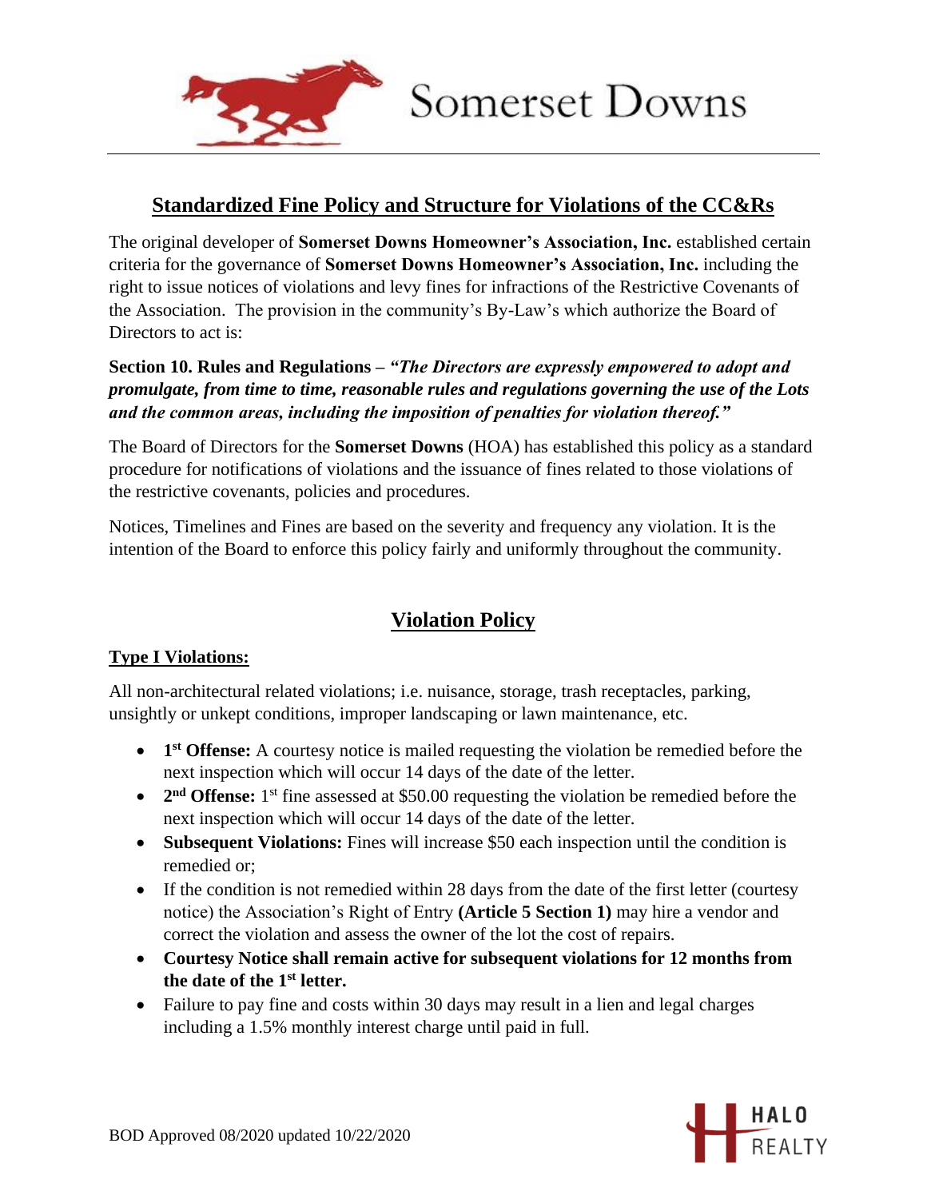Somerset Downs

## Standardized Fine Policy and Structure for Violations of the CC&Rs

The original developer of **Somerset Downs Homeowner's Association, Inc.** established certain criteria for the governance of **Somerset Downs Homeowner's Association, Inc.** including the right to issue notices of violations and levy fines for infractions of the Restrictive Covenants of the Association. The provision in the community's By-Law's which authorize the Board of Directors to act is:

**Section 10. Rules and Regulations –** ***"The Directors are expressly empowered to adopt and promulgate, from time to time, reasonable rules and regulations governing the use of the Lots and the common areas, including the imposition of penalties for violation thereof."***

The Board of Directors for the **Somerset Downs** (HOA) has established this policy as a standard procedure for notifications of violations and the issuance of fines related to those violations of the restrictive covenants, policies and procedures.

Notices, Timelines and Fines are based on the severity and frequency any violation. It is the intention of the Board to enforce this policy fairly and uniformly throughout the community.

## Violation Policy

### Type I Violations:

All non-architectural related violations; i.e. nuisance, storage, trash receptacles, parking, unsightly or unkept conditions, improper landscaping or lawn maintenance, etc.

- **1st Offense:** A courtesy notice is mailed requesting the violation be remedied before the next inspection which will occur 14 days of the date of the letter.
- **2nd Offense:** 1st fine assessed at $50.00 requesting the violation be remedied before the next inspection which will occur 14 days of the date of the letter.
- **Subsequent Violations:** Fines will increase $50 each inspection until the condition is remedied or;
- If the condition is not remedied within 28 days from the date of the first letter (courtesy notice) the Association's Right of Entry **(Article 5 Section 1)** may hire a vendor and correct the violation and assess the owner of the lot the cost of repairs.
- **Courtesy Notice shall remain active for subsequent violations for 12 months from the date of the 1st letter.**
- Failure to pay fine and costs within 30 days may result in a lien and legal charges including a 1.5% monthly interest charge until paid in full.

BOD Approved 08/2020 updated 10/22/2020

HALO REALTY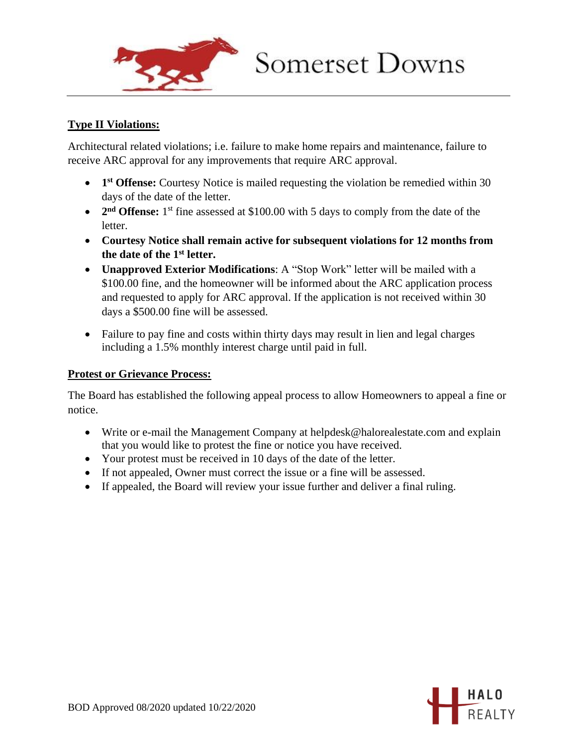**Type II Violations:**

Architectural related violations; i.e. failure to make home repairs and maintenance, failure to receive ARC approval for any improvements that require ARC approval.

- **1st Offense:** Courtesy Notice is mailed requesting the violation be remedied within 30 days of the date of the letter.
- **2nd Offense:** 1st fine assessed at $100.00 with 5 days to comply from the date of the letter.
- **Courtesy Notice shall remain active for subsequent violations for 12 months from the date of the 1st letter.**
- **Unapproved Exterior Modifications**: A "Stop Work" letter will be mailed with a $100.00 fine, and the homeowner will be informed about the ARC application process and requested to apply for ARC approval. If the application is not received within 30 days a $500.00 fine will be assessed.
- Failure to pay fine and costs within thirty days may result in lien and legal charges including a 1.5% monthly interest charge until paid in full.

**Protest or Grievance Process:**

The Board has established the following appeal process to allow Homeowners to appeal a fine or notice.

- Write or e-mail the Management Company at helpdesk@halorealestate.com and explain that you would like to protest the fine or notice you have received.
- Your protest must be received in 10 days of the date of the letter.
- If not appealed, Owner must correct the issue or a fine will be assessed.
- If appealed, the Board will review your issue further and deliver a final ruling.

BOD Approved 08/2020 updated 10/22/2020